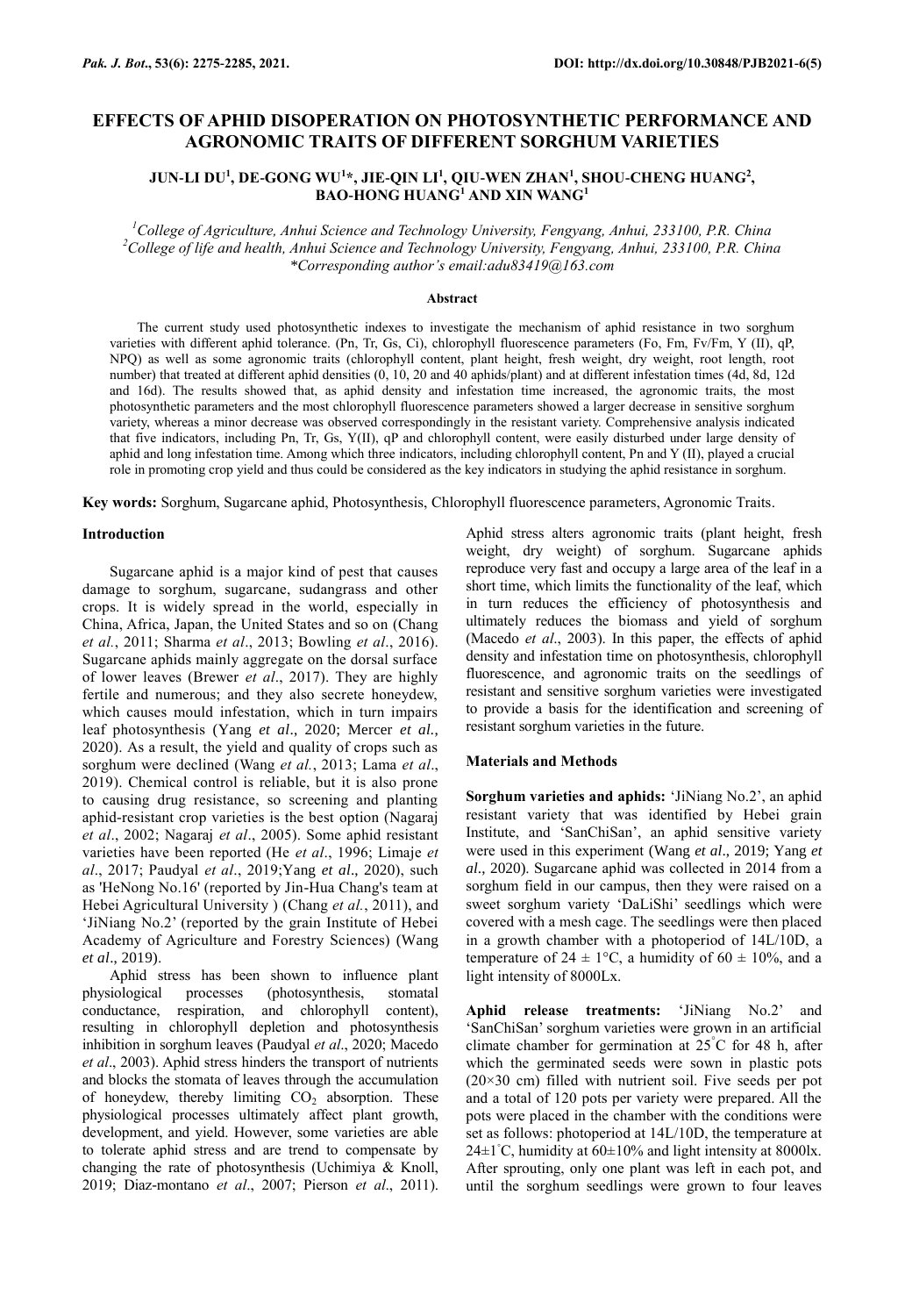# EFFECTS OF APHID DISOPERATION ON PHOTOSYNTHETIC PERFORMANCE AND AGRONOMIC TRAITS OF DIFFERENT SORGHUM VARIETIES

**JUN-LI DU[1], DE-GONG WU[1]*, JIE-QIN LI[1], QIU-WEN ZHAN[1], SHOU-CHENG HUANG[2], BAO-HONG HUANG[1] AND XIN WANG[1]**

*[1]College of Agriculture, Anhui Science and Technology University, Fengyang, Anhui, 233100, P.R. China*
*[2]College of life and health, Anhui Science and Technology University, Fengyang, Anhui, 233100, P.R. China*
*\*Corresponding author's email:adu83419@163.com*

### Abstract

The current study used photosynthetic indexes to investigate the mechanism of aphid resistance in two sorghum varieties with different aphid tolerance. (Pn, Tr, Gs, Ci), chlorophyll fluorescence parameters (Fo, Fm, Fv/Fm, Y (II), qP, NPQ) as well as some agronomic traits (chlorophyll content, plant height, fresh weight, dry weight, root length, root number) that treated at different aphid densities (0, 10, 20 and 40 aphids/plant) and at different infestation times (4d, 8d, 12d and 16d). The results showed that, as aphid density and infestation time increased, the agronomic traits, the most photosynthetic parameters and the most chlorophyll fluorescence parameters showed a larger decrease in sensitive sorghum variety, whereas a minor decrease was observed correspondingly in the resistant variety. Comprehensive analysis indicated that five indicators, including Pn, Tr, Gs, Y(II), qP and chlorophyll content, were easily disturbed under large density of aphid and long infestation time. Among which three indicators, including chlorophyll content, Pn and Y (II), played a crucial role in promoting crop yield and thus could be considered as the key indicators in studying the aphid resistance in sorghum.

**Key words:** Sorghum, Sugarcane aphid, Photosynthesis, Chlorophyll fluorescence parameters, Agronomic Traits.

### Introduction

Sugarcane aphid is a major kind of pest that causes damage to sorghum, sugarcane, sudangrass and other crops. It is widely spread in the world, especially in China, Africa, Japan, the United States and so on (Chang *et al.*, 2011; Sharma *et al*., 2013; Bowling *et al*., 2016). Sugarcane aphids mainly aggregate on the dorsal surface of lower leaves (Brewer *et al*., 2017). They are highly fertile and numerous; and they also secrete honeydew, which causes mould infestation, which in turn impairs leaf photosynthesis (Yang *et al.,* 2020; Mercer *et al.,* 2020). As a result, the yield and quality of crops such as sorghum were declined (Wang *et al.*, 2013; Lama *et al*., 2019). Chemical control is reliable, but it is also prone to causing drug resistance, so screening and planting aphid-resistant crop varieties is the best option (Nagaraj *et al*., 2002; Nagaraj *et al*., 2005). Some aphid resistant varieties have been reported (He *et al*., 1996; Limaje *et al*., 2017; Paudyal *et al*., 2019;Yang *et al.,* 2020), such as 'HeNong No.16' (reported by Jin-Hua Chang's team at Hebei Agricultural University ) (Chang *et al.*, 2011), and 'JiNiang No.2' (reported by the grain Institute of Hebei Academy of Agriculture and Forestry Sciences) (Wang *et al.,* 2019).

Aphid stress has been shown to influence plant physiological processes (photosynthesis, stomatal conductance, respiration, and chlorophyll content), resulting in chlorophyll depletion and photosynthesis inhibition in sorghum leaves (Paudyal *et al*., 2020; Macedo *et al*., 2003). Aphid stress hinders the transport of nutrients and blocks the stomata of leaves through the accumulation of honeydew, thereby limiting $CO_2$ absorption. These physiological processes ultimately affect plant growth, development, and yield. However, some varieties are able to tolerate aphid stress and are trend to compensate by changing the rate of photosynthesis (Uchimiya & Knoll, 2019; Diaz-montano *et al*., 2007; Pierson *et al*., 2011). Aphid stress alters agronomic traits (plant height, fresh weight, dry weight) of sorghum. Sugarcane aphids reproduce very fast and occupy a large area of the leaf in a short time, which limits the functionality of the leaf, which in turn reduces the efficiency of photosynthesis and ultimately reduces the biomass and yield of sorghum (Macedo *et al*., 2003). In this paper, the effects of aphid density and infestation time on photosynthesis, chlorophyll fluorescence, and agronomic traits on the seedlings of resistant and sensitive sorghum varieties were investigated to provide a basis for the identification and screening of resistant sorghum varieties in the future.

### Materials and Methods

**Sorghum varieties and aphids:** 'JiNiang No.2', an aphid resistant variety that was identified by Hebei grain Institute, and 'SanChiSan', an aphid sensitive variety were used in this experiment (Wang *et al.,* 2019; Yang *et al.,* 2020). Sugarcane aphid was collected in 2014 from a sorghum field in our campus, then they were raised on a sweet sorghum variety 'DaLiShi' seedlings which were covered with a mesh cage. The seedlings were then placed in a growth chamber with a photoperiod of 14L/10D, a temperature of 24 ± 1°C, a humidity of 60 ± 10%, and a light intensity of 8000Lx.

**Aphid release treatments:** 'JiNiang No.2' and 'SanChiSan' sorghum varieties were grown in an artificial climate chamber for germination at 25°C for 48 h, after which the germinated seeds were sown in plastic pots (20×30 cm) filled with nutrient soil. Five seeds per pot and a total of 120 pots per variety were prepared. All the pots were placed in the chamber with the conditions were set as follows: photoperiod at 14L/10D, the temperature at 24±1°C, humidity at 60±10% and light intensity at 8000lx. After sprouting, only one plant was left in each pot, and until the sorghum seedlings were grown to four leaves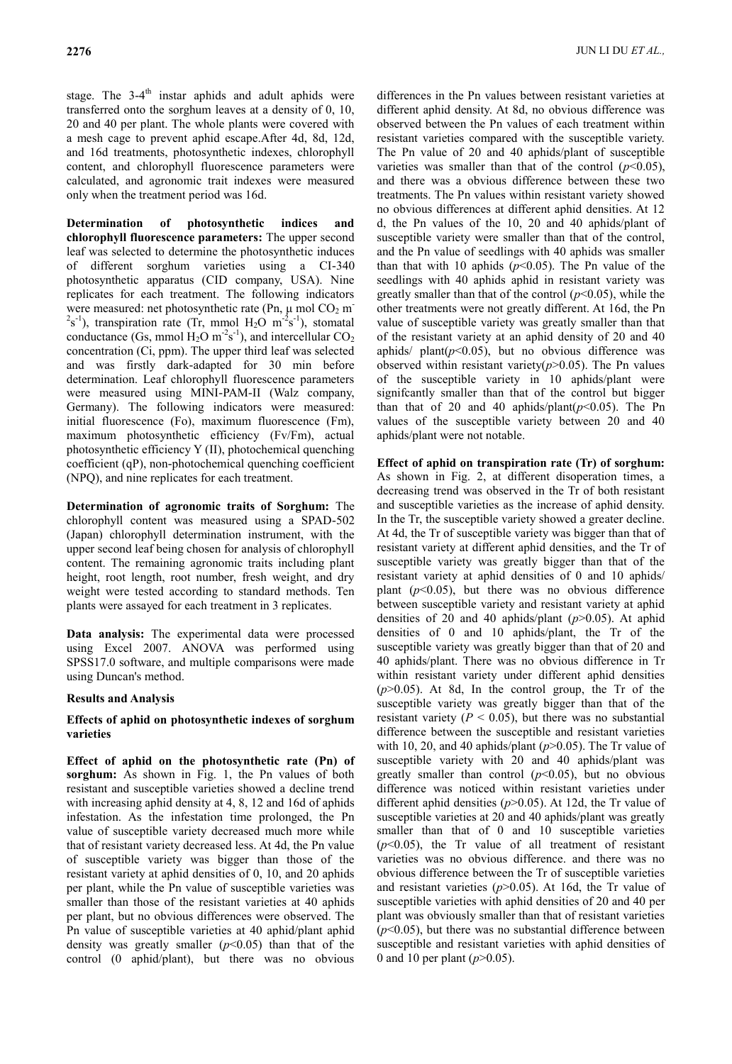stage. The 3-4th instar aphids and adult aphids were transferred onto the sorghum leaves at a density of 0, 10, 20 and 40 per plant. The whole plants were covered with a mesh cage to prevent aphid escape.After 4d, 8d, 12d, and 16d treatments, photosynthetic indexes, chlorophyll content, and chlorophyll fluorescence parameters were calculated, and agronomic trait indexes were measured only when the treatment period was 16d.

**Determination of photosynthetic indices and chlorophyll fluorescence parameters:** The upper second leaf was selected to determine the photosynthetic induces of different sorghum varieties using a CI-340 photosynthetic apparatus (CID company, USA). Nine replicates for each treatment. The following indicators were measured: net photosynthetic rate (Pn, μ mol $CO_2$ $m^{-2}s^{-1}$), transpiration rate (Tr, mmol $H_2O$ $m^{-2}s^{-1}$), stomatal conductance (Gs, mmol $H_2O$ $m^{-2}s^{-1}$), and intercellular $CO_2$ concentration (Ci, ppm). The upper third leaf was selected and was firstly dark-adapted for 30 min before determination. Leaf chlorophyll fluorescence parameters were measured using MINI-PAM-II (Walz company, Germany). The following indicators were measured: initial fluorescence (Fo), maximum fluorescence (Fm), maximum photosynthetic efficiency (Fv/Fm), actual photosynthetic efficiency Y (II), photochemical quenching coefficient (qP), non-photochemical quenching coefficient (NPQ), and nine replicates for each treatment.

**Determination of agronomic traits of Sorghum:** The chlorophyll content was measured using a SPAD-502 (Japan) chlorophyll determination instrument, with the upper second leaf being chosen for analysis of chlorophyll content. The remaining agronomic traits including plant height, root length, root number, fresh weight, and dry weight were tested according to standard methods. Ten plants were assayed for each treatment in 3 replicates.

**Data analysis:** The experimental data were processed using Excel 2007. ANOVA was performed using SPSS17.0 software, and multiple comparisons were made using Duncan's method.

## Results and Analysis

### Effects of aphid on photosynthetic indexes of sorghum varieties

**Effect of aphid on the photosynthetic rate (Pn) of sorghum:** As shown in Fig. 1, the Pn values of both resistant and susceptible varieties showed a decline trend with increasing aphid density at 4, 8, 12 and 16d of aphids infestation. As the infestation time prolonged, the Pn value of susceptible variety decreased much more while that of resistant variety decreased less. At 4d, the Pn value of susceptible variety was bigger than those of the resistant variety at aphid densities of 0, 10, and 20 aphids per plant, while the Pn value of susceptible varieties was smaller than those of the resistant varieties at 40 aphids per plant, but no obvious differences were observed. The Pn value of susceptible varieties at 40 aphid/plant aphid density was greatly smaller ($p<0.05$) than that of the control (0 aphid/plant), but there was no obvious differences in the Pn values between resistant varieties at different aphid density. At 8d, no obvious difference was observed between the Pn values of each treatment within resistant varieties compared with the susceptible variety. The Pn value of 20 and 40 aphids/plant of susceptible varieties was smaller than that of the control ($p<0.05$), and there was a obvious difference between these two treatments. The Pn values within resistant variety showed no obvious differences at different aphid densities. At 12 d, the Pn values of the 10, 20 and 40 aphids/plant of susceptible variety were smaller than that of the control, and the Pn value of seedlings with 40 aphids was smaller than that with 10 aphids ($p<0.05$). The Pn value of the seedlings with 40 aphids aphid in resistant variety was greatly smaller than that of the control ($p<0.05$), while the other treatments were not greatly different. At 16d, the Pn value of susceptible variety was greatly smaller than that of the resistant variety at an aphid density of 20 and 40 aphids/ plant($p<0.05$), but no obvious difference was observed within resistant variety($p>0.05$). The Pn values of the susceptible variety in 10 aphids/plant were signifcantly smaller than that of the control but bigger than that of 20 and 40 aphids/plant($p<0.05$). The Pn values of the susceptible variety between 20 and 40 aphids/plant were not notable.

**Effect of aphid on transpiration rate (Tr) of sorghum:** As shown in Fig. 2, at different disoperation times, a decreasing trend was observed in the Tr of both resistant and susceptible varieties as the increase of aphid density. In the Tr, the susceptible variety showed a greater decline. At 4d, the Tr of susceptible variety was bigger than that of resistant variety at different aphid densities, and the Tr of susceptible variety was greatly bigger than that of the resistant variety at aphid densities of 0 and 10 aphids/ plant ($p<0.05$), but there was no obvious difference between susceptible variety and resistant variety at aphid densities of 20 and 40 aphids/plant ($p>0.05$). At aphid densities of 0 and 10 aphids/plant, the Tr of the susceptible variety was greatly bigger than that of 20 and 40 aphids/plant. There was no obvious difference in Tr within resistant variety under different aphid densities ($p>0.05$). At 8d, In the control group, the Tr of the susceptible variety was greatly bigger than that of the resistant variety ($P < 0.05$), but there was no substantial difference between the susceptible and resistant varieties with 10, 20, and 40 aphids/plant ($p>0.05$). The Tr value of susceptible variety with 20 and 40 aphids/plant was greatly smaller than control ($p<0.05$), but no obvious difference was noticed within resistant varieties under different aphid densities ($p>0.05$). At 12d, the Tr value of susceptible varieties at 20 and 40 aphids/plant was greatly smaller than that of 0 and 10 susceptible varieties ($p<0.05$), the Tr value of all treatment of resistant varieties was no obvious difference. and there was no obvious difference between the Tr of susceptible varieties and resistant varieties ($p>0.05$). At 16d, the Tr value of susceptible varieties with aphid densities of 20 and 40 per plant was obviously smaller than that of resistant varieties ($p<0.05$), but there was no substantial difference between susceptible and resistant varieties with aphid densities of 0 and 10 per plant ($p>0.05$).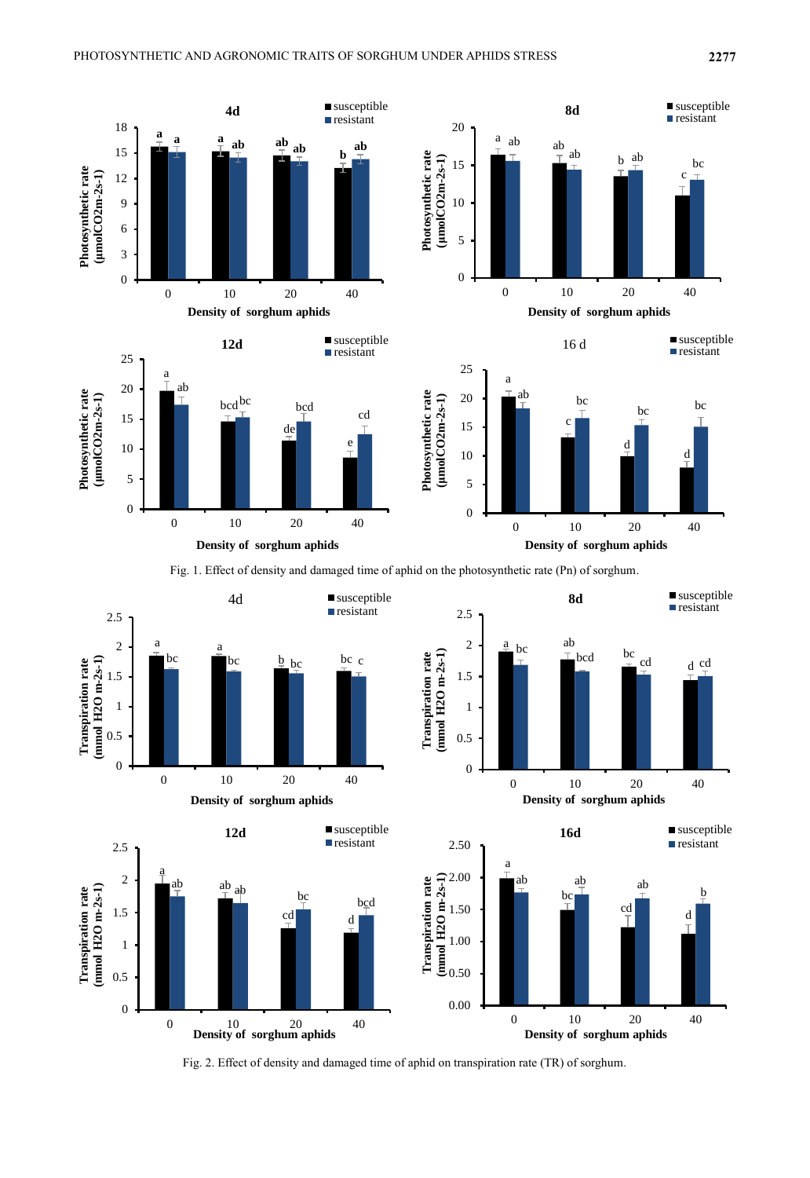Fig. 1. Effect of density and damaged time of aphid on the photosynthetic rate (Pn) of sorghum.

Fig. 2. Effect of density and damaged time of aphid on transpiration rate (TR) of sorghum.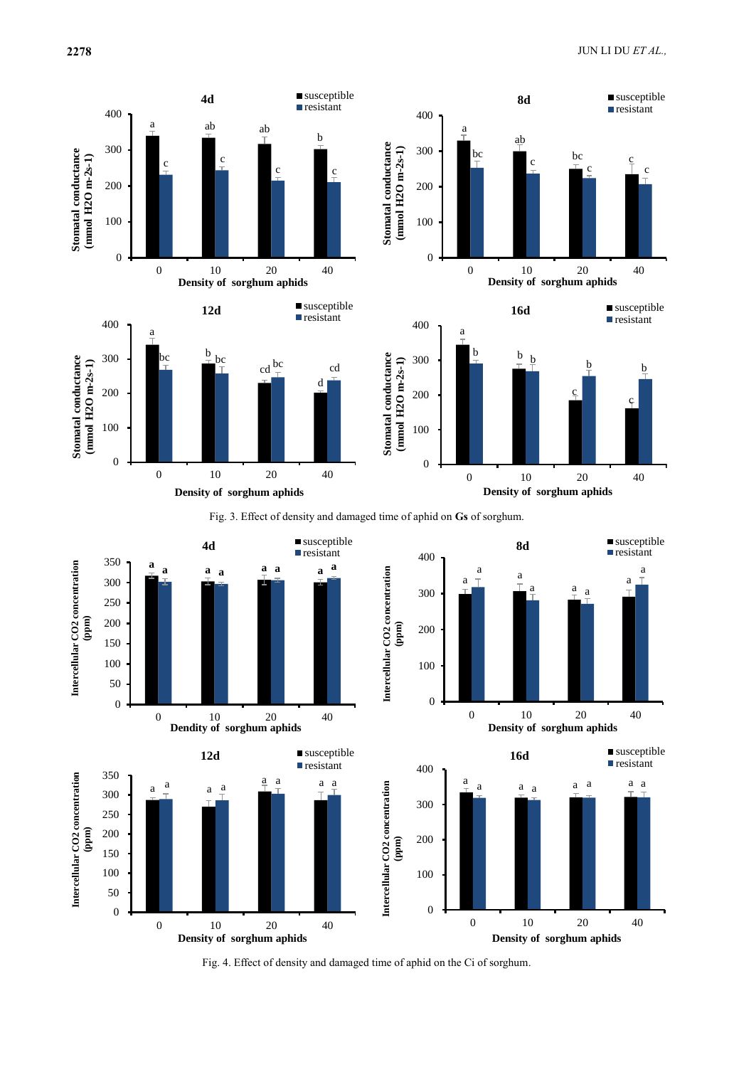Fig. 3. Effect of density and damaged time of aphid on **Gs** of sorghum.

Fig. 4. Effect of density and damaged time of aphid on the Ci of sorghum.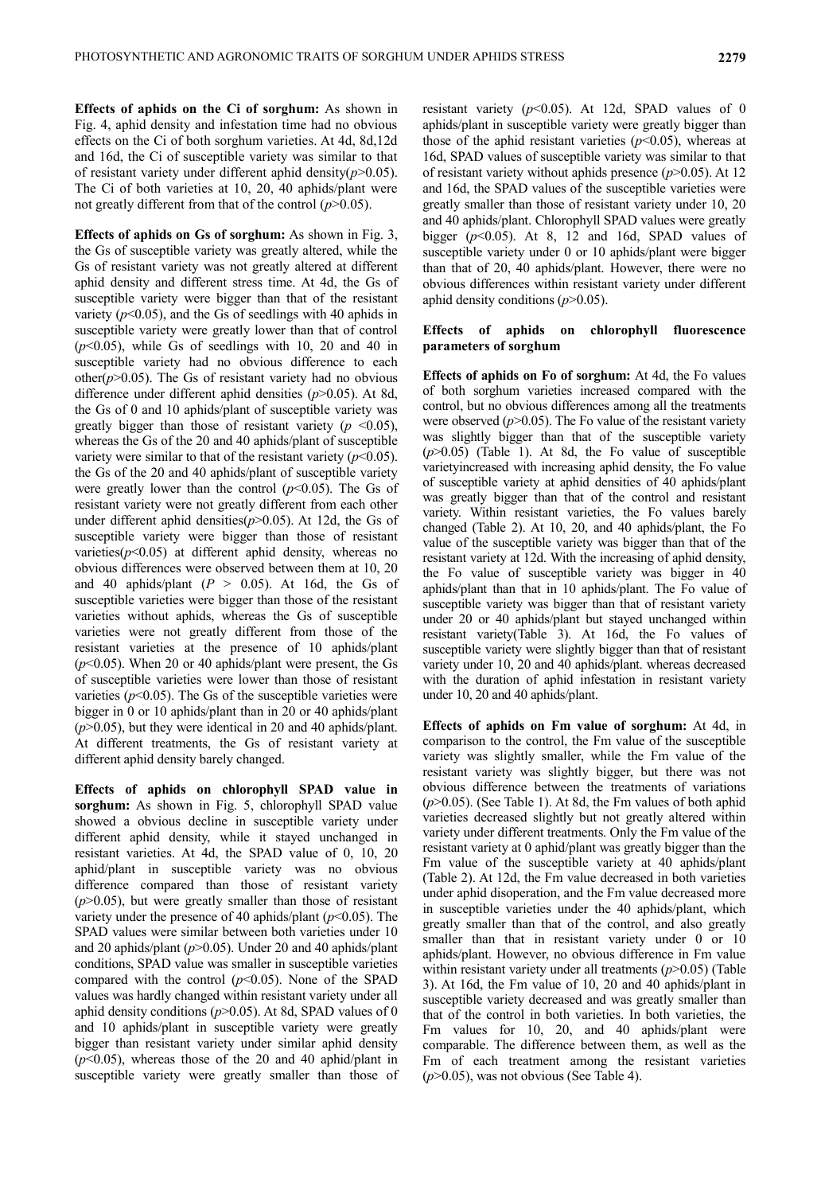**Effects of aphids on the Ci of sorghum:** As shown in Fig. 4, aphid density and infestation time had no obvious effects on the Ci of both sorghum varieties. At 4d, 8d,12d and 16d, the Ci of susceptible variety was similar to that of resistant variety under different aphid density($p$>0.05). The Ci of both varieties at 10, 20, 40 aphids/plant were not greatly different from that of the control ($p$>0.05).

**Effects of aphids on Gs of sorghum:** As shown in Fig. 3, the Gs of susceptible variety was greatly altered, while the Gs of resistant variety was not greatly altered at different aphid density and different stress time. At 4d, the Gs of susceptible variety were bigger than that of the resistant variety ($p$<0.05), and the Gs of seedlings with 40 aphids in susceptible variety were greatly lower than that of control ($p$<0.05), while Gs of seedlings with 10, 20 and 40 in susceptible variety had no obvious difference to each other($p$>0.05). The Gs of resistant variety had no obvious difference under different aphid densities ($p$>0.05). At 8d, the Gs of 0 and 10 aphids/plant of susceptible variety was greatly bigger than those of resistant variety ($p$ <0.05), whereas the Gs of the 20 and 40 aphids/plant of susceptible variety were similar to that of the resistant variety ($p$<0.05). the Gs of the 20 and 40 aphids/plant of susceptible variety were greatly lower than the control ($p$<0.05). The Gs of resistant variety were not greatly different from each other under different aphid densities($p$>0.05). At 12d, the Gs of susceptible variety were bigger than those of resistant varieties($p$<0.05) at different aphid density, whereas no obvious differences were observed between them at 10, 20 and 40 aphids/plant ($P$ > 0.05). At 16d, the Gs of susceptible varieties were bigger than those of the resistant varieties without aphids, whereas the Gs of susceptible varieties were not greatly different from those of the resistant varieties at the presence of 10 aphids/plant ($p$<0.05). When 20 or 40 aphids/plant were present, the Gs of susceptible varieties were lower than those of resistant varieties ($p$<0.05). The Gs of the susceptible varieties were bigger in 0 or 10 aphids/plant than in 20 or 40 aphids/plant ($p$>0.05), but they were identical in 20 and 40 aphids/plant. At different treatments, the Gs of resistant variety at different aphid density barely changed.

**Effects of aphids on chlorophyll SPAD value in sorghum:** As shown in Fig. 5, chlorophyll SPAD value showed a obvious decline in susceptible variety under different aphid density, while it stayed unchanged in resistant varieties. At 4d, the SPAD value of 0, 10, 20 aphid/plant in susceptible variety was no obvious difference compared than those of resistant variety ($p$>0.05), but were greatly smaller than those of resistant variety under the presence of 40 aphids/plant ($p$<0.05). The SPAD values were similar between both varieties under 10 and 20 aphids/plant ($p$>0.05). Under 20 and 40 aphids/plant conditions, SPAD value was smaller in susceptible varieties compared with the control ($p$<0.05). None of the SPAD values was hardly changed within resistant variety under all aphid density conditions ($p$>0.05). At 8d, SPAD values of 0 and 10 aphids/plant in susceptible variety were greatly bigger than resistant variety under similar aphid density ($p$<0.05), whereas those of the 20 and 40 aphid/plant in susceptible variety were greatly smaller than those of resistant variety ($p$<0.05). At 12d, SPAD values of 0 aphids/plant in susceptible variety were greatly bigger than those of the aphid resistant varieties ($p$<0.05), whereas at 16d, SPAD values of susceptible variety was similar to that of resistant variety without aphids presence ($p$>0.05). At 12 and 16d, the SPAD values of the susceptible varieties were greatly smaller than those of resistant variety under 10, 20 and 40 aphids/plant. Chlorophyll SPAD values were greatly bigger ($p$<0.05). At 8, 12 and 16d, SPAD values of susceptible variety under 0 or 10 aphids/plant were bigger than that of 20, 40 aphids/plant. However, there were no obvious differences within resistant variety under different aphid density conditions ($p$>0.05).

## Effects of aphids on chlorophyll fluorescence parameters of sorghum

**Effects of aphids on Fo of sorghum:** At 4d, the Fo values of both sorghum varieties increased compared with the control, but no obvious differences among all the treatments were observed ($p$>0.05). The Fo value of the resistant variety was slightly bigger than that of the susceptible variety ($p$>0.05) (Table 1). At 8d, the Fo value of susceptible varietyincreased with increasing aphid density, the Fo value of susceptible variety at aphid densities of 40 aphids/plant was greatly bigger than that of the control and resistant variety. Within resistant varieties, the Fo values barely changed (Table 2). At 10, 20, and 40 aphids/plant, the Fo value of the susceptible variety was bigger than that of the resistant variety at 12d. With the increasing of aphid density, the Fo value of susceptible variety was bigger in 40 aphids/plant than that in 10 aphids/plant. The Fo value of susceptible variety was bigger than that of resistant variety under 20 or 40 aphids/plant but stayed unchanged within resistant variety(Table 3). At 16d, the Fo values of susceptible variety were slightly bigger than that of resistant variety under 10, 20 and 40 aphids/plant. whereas decreased with the duration of aphid infestation in resistant variety under 10, 20 and 40 aphids/plant.

**Effects of aphids on Fm value of sorghum:** At 4d, in comparison to the control, the Fm value of the susceptible variety was slightly smaller, while the Fm value of the resistant variety was slightly bigger, but there was not obvious difference between the treatments of variations ($p$>0.05). (See Table 1). At 8d, the Fm values of both aphid varieties decreased slightly but not greatly altered within variety under different treatments. Only the Fm value of the resistant variety at 0 aphid/plant was greatly bigger than the Fm value of the susceptible variety at 40 aphids/plant (Table 2). At 12d, the Fm value decreased in both varieties under aphid disoperation, and the Fm value decreased more in susceptible varieties under the 40 aphids/plant, which greatly smaller than that of the control, and also greatly smaller than that in resistant variety under 0 or 10 aphids/plant. However, no obvious difference in Fm value within resistant variety under all treatments ($p$>0.05) (Table 3). At 16d, the Fm value of 10, 20 and 40 aphids/plant in susceptible variety decreased and was greatly smaller than that of the control in both varieties. In both varieties, the Fm values for 10, 20, and 40 aphids/plant were comparable. The difference between them, as well as the Fm of each treatment among the resistant varieties ($p$>0.05), was not obvious (See Table 4).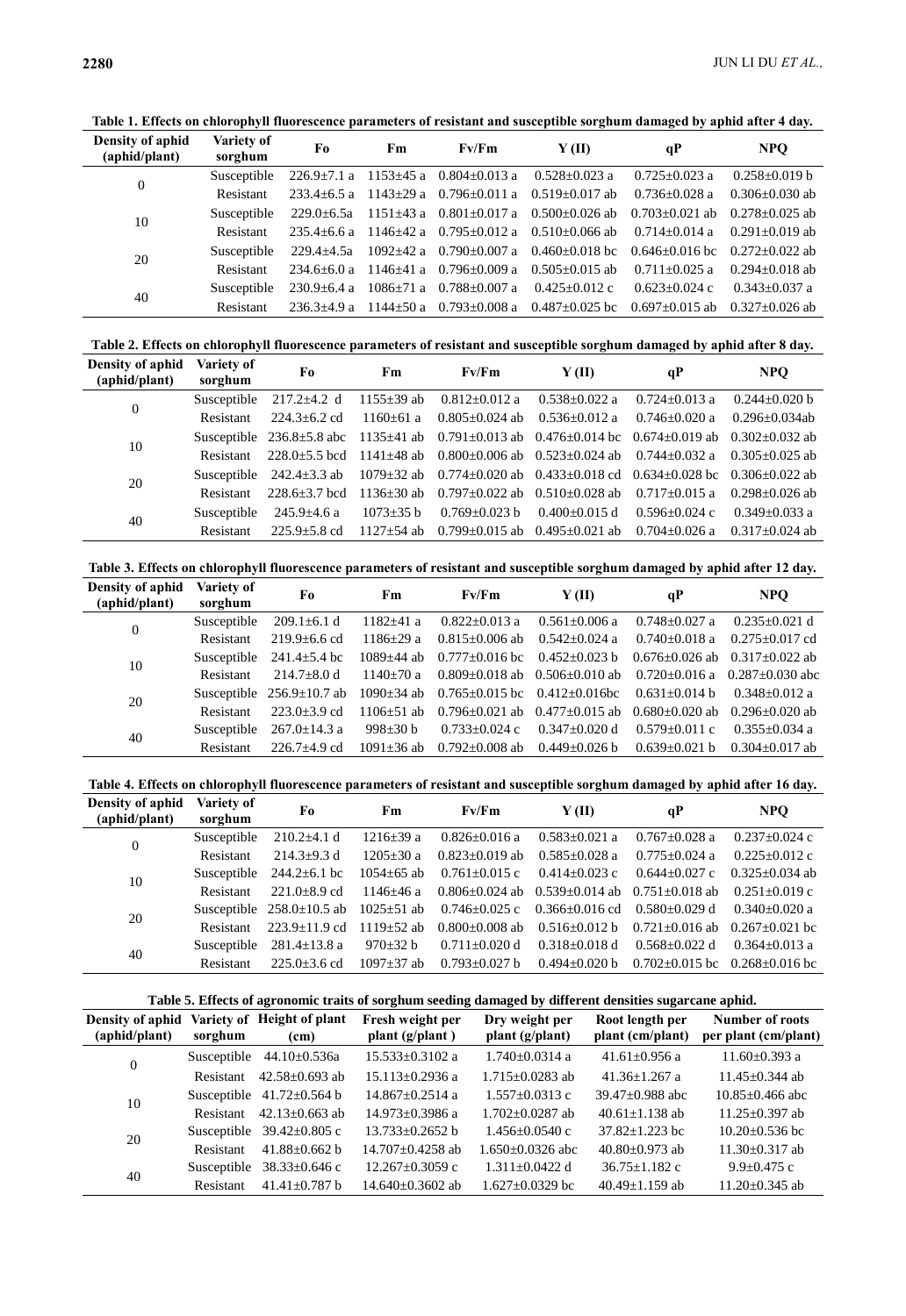**Table 1. Effects on chlorophyll fluorescence parameters of resistant and susceptible sorghum damaged by aphid after 4 day.**

| Density of aphid (aphid/plant) | Variety of sorghum | Fo | Fm | Fv/Fm | Y (II) | qP | NPQ |
|---|---|---|---|---|---|---|---|
| 0 | Susceptible | 226.9±7.1 a | 1153±45 a | 0.804±0.013 a | 0.528±0.023 a | 0.725±0.023 a | 0.258±0.019 b |
| | Resistant | 233.4±6.5 a | 1143±29 a | 0.796±0.011 a | 0.519±0.017 ab | 0.736±0.028 a | 0.306±0.030 ab |
| 10 | Susceptible | 229.0±6.5a | 1151±43 a | 0.801±0.017 a | 0.500±0.026 ab | 0.703±0.021 ab | 0.278±0.025 ab |
| | Resistant | 235.4±6.6 a | 1146±42 a | 0.795±0.012 a | 0.510±0.066 ab | 0.714±0.014 a | 0.291±0.019 ab |
| 20 | Susceptible | 229.4±4.5a | 1092±42 a | 0.790±0.007 a | 0.460±0.018 bc | 0.646±0.016 bc | 0.272±0.022 ab |
| | Resistant | 234.6±6.0 a | 1146±41 a | 0.796±0.009 a | 0.505±0.015 ab | 0.711±0.025 a | 0.294±0.018 ab |
| 40 | Susceptible | 230.9±6.4 a | 1086±71 a | 0.788±0.007 a | 0.425±0.012 c | 0.623±0.024 c | 0.343±0.037 a |
| | Resistant | 236.3±4.9 a | 1144±50 a | 0.793±0.008 a | 0.487±0.025 bc | 0.697±0.015 ab | 0.327±0.026 ab |

**Table 2. Effects on chlorophyll fluorescence parameters of resistant and susceptible sorghum damaged by aphid after 8 day.**

| Density of aphid (aphid/plant) | Variety of sorghum | Fo | Fm | Fv/Fm | Y (II) | qP | NPQ |
|---|---|---|---|---|---|---|---|
| 0 | Susceptible | 217.2±4.2 d | 1155±39 ab | 0.812±0.012 a | 0.538±0.022 a | 0.724±0.013 a | 0.244±0.020 b |
| | Resistant | 224.3±6.2 cd | 1160±61 a | 0.805±0.024 ab | 0.536±0.012 a | 0.746±0.020 a | 0.296±0.034ab |
| 10 | Susceptible | 236.8±5.8 abc | 1135±41 ab | 0.791±0.013 ab | 0.476±0.014 bc | 0.674±0.019 ab | 0.302±0.032 ab |
| | Resistant | 228.0±5.5 bcd | 1141±48 ab | 0.800±0.006 ab | 0.523±0.024 ab | 0.744±0.032 a | 0.305±0.025 ab |
| 20 | Susceptible | 242.4±3.3 ab | 1079±32 ab | 0.774±0.020 ab | 0.433±0.018 cd | 0.634±0.028 bc | 0.306±0.022 ab |
| | Resistant | 228.6±3.7 bcd | 1136±30 ab | 0.797±0.022 ab | 0.510±0.028 ab | 0.717±0.015 a | 0.298±0.026 ab |
| 40 | Susceptible | 245.9±4.6 a | 1073±35 b | 0.769±0.023 b | 0.400±0.015 d | 0.596±0.024 c | 0.349±0.033 a |
| | Resistant | 225.9±5.8 cd | 1127±54 ab | 0.799±0.015 ab | 0.495±0.021 ab | 0.704±0.026 a | 0.317±0.024 ab |

**Table 3. Effects on chlorophyll fluorescence parameters of resistant and susceptible sorghum damaged by aphid after 12 day.**

| Density of aphid (aphid/plant) | Variety of sorghum | Fo | Fm | Fv/Fm | Y (II) | qP | NPQ |
|---|---|---|---|---|---|---|---|
| 0 | Susceptible | 209.1±6.1 d | 1182±41 a | 0.822±0.013 a | 0.561±0.006 a | 0.748±0.027 a | 0.235±0.021 d |
| | Resistant | 219.9±6.6 cd | 1186±29 a | 0.815±0.006 ab | 0.542±0.024 a | 0.740±0.018 a | 0.275±0.017 cd |
| 10 | Susceptible | 241.4±5.4 bc | 1089±44 ab | 0.777±0.016 bc | 0.452±0.023 b | 0.676±0.026 ab | 0.317±0.022 ab |
| | Resistant | 214.7±8.0 d | 1140±70 a | 0.809±0.018 ab | 0.506±0.010 ab | 0.720±0.016 a | 0.287±0.030 abc |
| 20 | Susceptible | 256.9±10.7 ab | 1090±34 ab | 0.765±0.015 bc | 0.412±0.016bc | 0.631±0.014 b | 0.348±0.012 a |
| | Resistant | 223.0±3.9 cd | 1106±51 ab | 0.796±0.021 ab | 0.477±0.015 ab | 0.680±0.020 ab | 0.296±0.020 ab |
| 40 | Susceptible | 267.0±14.3 a | 998±30 b | 0.733±0.024 c | 0.347±0.020 d | 0.579±0.011 c | 0.355±0.034 a |
| | Resistant | 226.7±4.9 cd | 1091±36 ab | 0.792±0.008 ab | 0.449±0.026 b | 0.639±0.021 b | 0.304±0.017 ab |

**Table 4. Effects on chlorophyll fluorescence parameters of resistant and susceptible sorghum damaged by aphid after 16 day.**

| Density of aphid (aphid/plant) | Variety of sorghum | Fo | Fm | Fv/Fm | Y (II) | qP | NPQ |
|---|---|---|---|---|---|---|---|
| 0 | Susceptible | 210.2±4.1 d | 1216±39 a | 0.826±0.016 a | 0.583±0.021 a | 0.767±0.028 a | 0.237±0.024 c |
| | Resistant | 214.3±9.3 d | 1205±30 a | 0.823±0.019 ab | 0.585±0.028 a | 0.775±0.024 a | 0.225±0.012 c |
| 10 | Susceptible | 244.2±6.1 bc | 1054±65 ab | 0.761±0.015 c | 0.414±0.023 c | 0.644±0.027 c | 0.325±0.034 ab |
| | Resistant | 221.0±8.9 cd | 1146±46 a | 0.806±0.024 ab | 0.539±0.014 ab | 0.751±0.018 ab | 0.251±0.019 c |
| 20 | Susceptible | 258.0±10.5 ab | 1025±51 ab | 0.746±0.025 c | 0.366±0.016 cd | 0.580±0.029 d | 0.340±0.020 a |
| | Resistant | 223.9±11.9 cd | 1119±52 ab | 0.800±0.008 ab | 0.516±0.012 b | 0.721±0.016 ab | 0.267±0.021 bc |
| 40 | Susceptible | 281.4±13.8 a | 970±32 b | 0.711±0.020 d | 0.318±0.018 d | 0.568±0.022 d | 0.364±0.013 a |
| | Resistant | 225.0±3.6 cd | 1097±37 ab | 0.793±0.027 b | 0.494±0.020 b | 0.702±0.015 bc | 0.268±0.016 bc |

**Table 5. Effects of agronomic traits of sorghum seeding damaged by different densities sugarcane aphid.**

| Density of aphid (aphid/plant) | Variety of sorghum | Height of plant (cm) | Fresh weight per plant (g/plant ) | Dry weight per plant (g/plant) | Root length per plant (cm/plant) | Number of roots per plant (cm/plant) |
|---|---|---|---|---|---|---|
| 0 | Susceptible | 44.10±0.536a | 15.533±0.3102 a | 1.740±0.0314 a | 41.61±0.956 a | 11.60±0.393 a |
| | Resistant | 42.58±0.693 ab | 15.113±0.2936 a | 1.715±0.0283 ab | 41.36±1.267 a | 11.45±0.344 ab |
| 10 | Susceptible | 41.72±0.564 b | 14.867±0.2514 a | 1.557±0.0313 c | 39.47±0.988 abc | 10.85±0.466 abc |
| | Resistant | 42.13±0.663 ab | 14.973±0.3986 a | 1.702±0.0287 ab | 40.61±1.138 ab | 11.25±0.397 ab |
| 20 | Susceptible | 39.42±0.805 c | 13.733±0.2652 b | 1.456±0.0540 c | 37.82±1.223 bc | 10.20±0.536 bc |
| | Resistant | 41.88±0.662 b | 14.707±0.4258 ab | 1.650±0.0326 abc | 40.80±0.973 ab | 11.30±0.317 ab |
| 40 | Susceptible | 38.33±0.646 c | 12.267±0.3059 c | 1.311±0.0422 d | 36.75±1.182 c | 9.9±0.475 c |
| | Resistant | 41.41±0.787 b | 14.640±0.3602 ab | 1.627±0.0329 bc | 40.49±1.159 ab | 11.20±0.345 ab |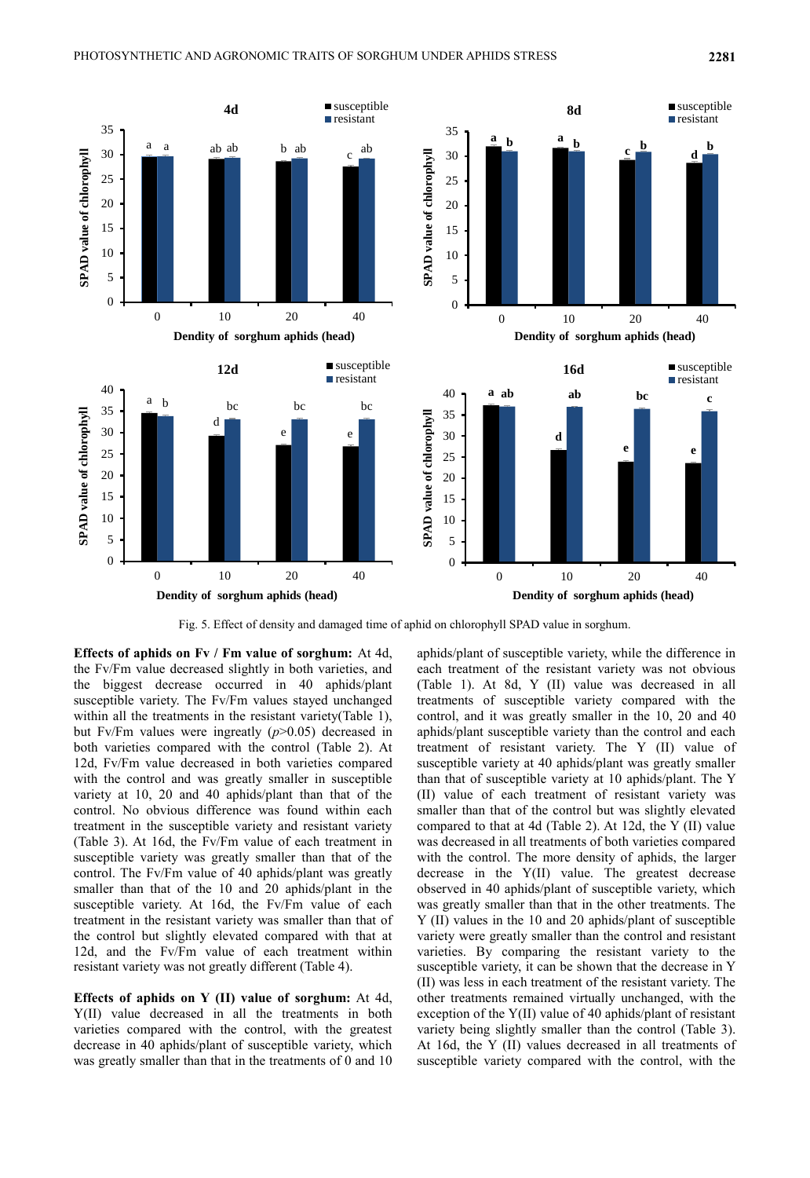Fig. 5. Effect of density and damaged time of aphid on chlorophyll SPAD value in sorghum.

**Effects of aphids on Fv / Fm value of sorghum:** At 4d, the Fv/Fm value decreased slightly in both varieties, and the biggest decrease occurred in 40 aphids/plant susceptible variety. The Fv/Fm values stayed unchanged within all the treatments in the resistant variety(Table 1), but Fv/Fm values were ingreatly ($p$>0.05) decreased in both varieties compared with the control (Table 2). At 12d, Fv/Fm value decreased in both varieties compared with the control and was greatly smaller in susceptible variety at 10, 20 and 40 aphids/plant than that of the control. No obvious difference was found within each treatment in the susceptible variety and resistant variety (Table 3). At 16d, the Fv/Fm value of each treatment in susceptible variety was greatly smaller than that of the control. The Fv/Fm value of 40 aphids/plant was greatly smaller than that of the 10 and 20 aphids/plant in the susceptible variety. At 16d, the Fv/Fm value of each treatment in the resistant variety was smaller than that of the control but slightly elevated compared with that at 12d, and the Fv/Fm value of each treatment within resistant variety was not greatly different (Table 4).

**Effects of aphids on Y (II) value of sorghum:** At 4d, Y(II) value decreased in all the treatments in both varieties compared with the control, with the greatest decrease in 40 aphids/plant of susceptible variety, which was greatly smaller than that in the treatments of 0 and 10 aphids/plant of susceptible variety, while the difference in each treatment of the resistant variety was not obvious (Table 1). At 8d, Y (II) value was decreased in all treatments of susceptible variety compared with the control, and it was greatly smaller in the 10, 20 and 40 aphids/plant susceptible variety than the control and each treatment of resistant variety. The Y (II) value of susceptible variety at 40 aphids/plant was greatly smaller than that of susceptible variety at 10 aphids/plant. The Y (II) value of each treatment of resistant variety was smaller than that of the control but was slightly elevated compared to that at 4d (Table 2). At 12d, the Y (II) value was decreased in all treatments of both varieties compared with the control. The more density of aphids, the larger decrease in the Y(II) value. The greatest decrease observed in 40 aphids/plant of susceptible variety, which was greatly smaller than that in the other treatments. The Y (II) values in the 10 and 20 aphids/plant of susceptible variety were greatly smaller than the control and resistant varieties. By comparing the resistant variety to the susceptible variety, it can be shown that the decrease in Y (II) was less in each treatment of the resistant variety. The other treatments remained virtually unchanged, with the exception of the Y(II) value of 40 aphids/plant of resistant variety being slightly smaller than the control (Table 3). At 16d, the Y (II) values decreased in all treatments of susceptible variety compared with the control, with the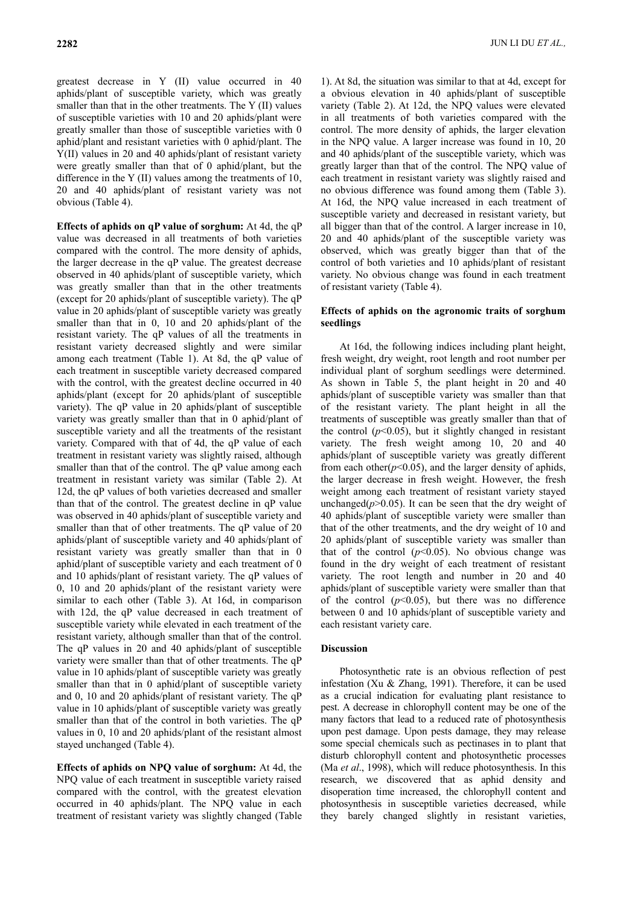greatest decrease in Y (II) value occurred in 40 aphids/plant of susceptible variety, which was greatly smaller than that in the other treatments. The Y (II) values of susceptible varieties with 10 and 20 aphids/plant were greatly smaller than those of susceptible varieties with 0 aphid/plant and resistant varieties with 0 aphid/plant. The Y(II) values in 20 and 40 aphids/plant of resistant variety were greatly smaller than that of 0 aphid/plant, but the difference in the Y (II) values among the treatments of 10, 20 and 40 aphids/plant of resistant variety was not obvious (Table 4).

**Effects of aphids on qP value of sorghum:** At 4d, the qP value was decreased in all treatments of both varieties compared with the control. The more density of aphids, the larger decrease in the qP value. The greatest decrease observed in 40 aphids/plant of susceptible variety, which was greatly smaller than that in the other treatments (except for 20 aphids/plant of susceptible variety). The qP value in 20 aphids/plant of susceptible variety was greatly smaller than that in 0, 10 and 20 aphids/plant of the resistant variety. The qP values of all the treatments in resistant variety decreased slightly and were similar among each treatment (Table 1). At 8d, the qP value of each treatment in susceptible variety decreased compared with the control, with the greatest decline occurred in 40 aphids/plant (except for 20 aphids/plant of susceptible variety). The qP value in 20 aphids/plant of susceptible variety was greatly smaller than that in 0 aphid/plant of susceptible variety and all the treatments of the resistant variety. Compared with that of 4d, the qP value of each treatment in resistant variety was slightly raised, although smaller than that of the control. The qP value among each treatment in resistant variety was similar (Table 2). At 12d, the qP values of both varieties decreased and smaller than that of the control. The greatest decline in qP value was observed in 40 aphids/plant of susceptible variety and smaller than that of other treatments. The qP value of 20 aphids/plant of susceptible variety and 40 aphids/plant of resistant variety was greatly smaller than that in 0 aphid/plant of susceptible variety and each treatment of 0 and 10 aphids/plant of resistant variety. The qP values of 0, 10 and 20 aphids/plant of the resistant variety were similar to each other (Table 3). At 16d, in comparison with 12d, the qP value decreased in each treatment of susceptible variety while elevated in each treatment of the resistant variety, although smaller than that of the control. The qP values in 20 and 40 aphids/plant of susceptible variety were smaller than that of other treatments. The qP value in 10 aphids/plant of susceptible variety was greatly smaller than that in 0 aphid/plant of susceptible variety and 0, 10 and 20 aphids/plant of resistant variety. The qP value in 10 aphids/plant of susceptible variety was greatly smaller than that of the control in both varieties. The qP values in 0, 10 and 20 aphids/plant of the resistant almost stayed unchanged (Table 4).

**Effects of aphids on NPQ value of sorghum:** At 4d, the NPQ value of each treatment in susceptible variety raised compared with the control, with the greatest elevation occurred in 40 aphids/plant. The NPQ value in each treatment of resistant variety was slightly changed (Table 1). At 8d, the situation was similar to that at 4d, except for a obvious elevation in 40 aphids/plant of susceptible variety (Table 2). At 12d, the NPQ values were elevated in all treatments of both varieties compared with the control. The more density of aphids, the larger elevation in the NPQ value. A larger increase was found in 10, 20 and 40 aphids/plant of the susceptible variety, which was greatly larger than that of the control. The NPQ value of each treatment in resistant variety was slightly raised and no obvious difference was found among them (Table 3). At 16d, the NPQ value increased in each treatment of susceptible variety and decreased in resistant variety, but all bigger than that of the control. A larger increase in 10, 20 and 40 aphids/plant of the susceptible variety was observed, which was greatly bigger than that of the control of both varieties and 10 aphids/plant of resistant variety. No obvious change was found in each treatment of resistant variety (Table 4).

**Effects of aphids on the agronomic traits of sorghum seedlings**

At 16d, the following indices including plant height, fresh weight, dry weight, root length and root number per individual plant of sorghum seedlings were determined. As shown in Table 5, the plant height in 20 and 40 aphids/plant of susceptible variety was smaller than that of the resistant variety. The plant height in all the treatments of susceptible was greatly smaller than that of the control ($p<0.05$), but it slightly changed in resistant variety. The fresh weight among 10, 20 and 40 aphids/plant of susceptible variety was greatly different from each other($p<0.05$), and the larger density of aphids, the larger decrease in fresh weight. However, the fresh weight among each treatment of resistant variety stayed unchanged($p>0.05$). It can be seen that the dry weight of 40 aphids/plant of susceptible variety were smaller than that of the other treatments, and the dry weight of 10 and 20 aphids/plant of susceptible variety was smaller than that of the control ($p<0.05$). No obvious change was found in the dry weight of each treatment of resistant variety. The root length and number in 20 and 40 aphids/plant of susceptible variety were smaller than that of the control ($p<0.05$), but there was no difference between 0 and 10 aphids/plant of susceptible variety and each resistant variety care.

## Discussion

Photosynthetic rate is an obvious reflection of pest infestation (Xu & Zhang, 1991). Therefore, it can be used as a crucial indication for evaluating plant resistance to pest. A decrease in chlorophyll content may be one of the many factors that lead to a reduced rate of photosynthesis upon pest damage. Upon pests damage, they may release some special chemicals such as pectinases in to plant that disturb chlorophyll content and photosynthetic processes (Ma *et al*., 1998), which will reduce photosynthesis. In this research, we discovered that as aphid density and disoperation time increased, the chlorophyll content and photosynthesis in susceptible varieties decreased, while they barely changed slightly in resistant varieties,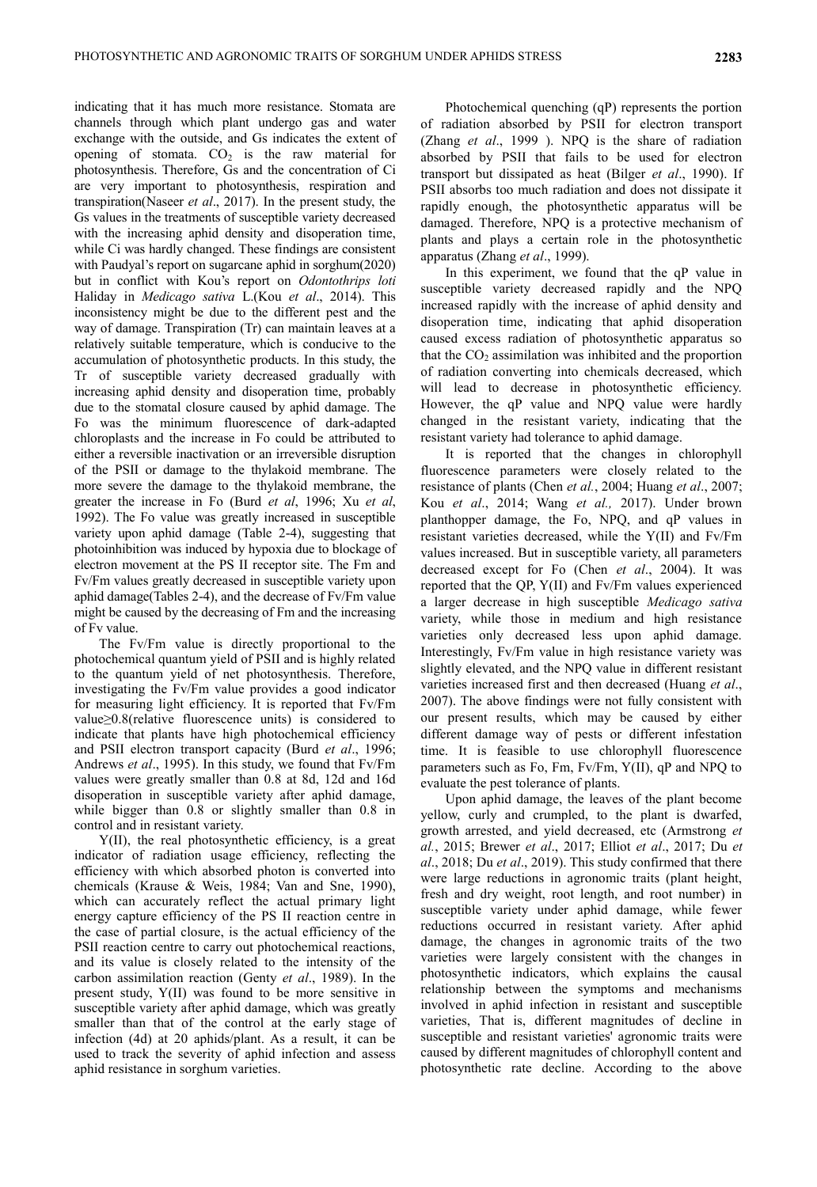indicating that it has much more resistance. Stomata are channels through which plant undergo gas and water exchange with the outside, and Gs indicates the extent of opening of stomata. $CO_2$ is the raw material for photosynthesis. Therefore, Gs and the concentration of Ci are very important to photosynthesis, respiration and transpiration(Naseer *et al*., 2017). In the present study, the Gs values in the treatments of susceptible variety decreased with the increasing aphid density and disoperation time, while Ci was hardly changed. These findings are consistent with Paudyal's report on sugarcane aphid in sorghum(2020) but in conflict with Kou's report on *Odontothrips loti* Haliday in *Medicago sativa* L.(Kou *et al*., 2014). This inconsistency might be due to the different pest and the way of damage. Transpiration (Tr) can maintain leaves at a relatively suitable temperature, which is conducive to the accumulation of photosynthetic products. In this study, the Tr of susceptible variety decreased gradually with increasing aphid density and disoperation time, probably due to the stomatal closure caused by aphid damage. The Fo was the minimum fluorescence of dark-adapted chloroplasts and the increase in Fo could be attributed to either a reversible inactivation or an irreversible disruption of the PSII or damage to the thylakoid membrane. The more severe the damage to the thylakoid membrane, the greater the increase in Fo (Burd *et al*, 1996; Xu *et al*, 1992). The Fo value was greatly increased in susceptible variety upon aphid damage (Table 2-4), suggesting that photoinhibition was induced by hypoxia due to blockage of electron movement at the PS II receptor site. The Fm and Fv/Fm values greatly decreased in susceptible variety upon aphid damage(Tables 2-4), and the decrease of Fv/Fm value might be caused by the decreasing of Fm and the increasing of Fv value.

The Fv/Fm value is directly proportional to the photochemical quantum yield of PSII and is highly related to the quantum yield of net photosynthesis. Therefore, investigating the Fv/Fm value provides a good indicator for measuring light efficiency. It is reported that Fv/Fm value≥0.8(relative fluorescence units) is considered to indicate that plants have high photochemical efficiency and PSII electron transport capacity (Burd *et al*., 1996; Andrews *et al*., 1995). In this study, we found that Fv/Fm values were greatly smaller than 0.8 at 8d, 12d and 16d disoperation in susceptible variety after aphid damage, while bigger than 0.8 or slightly smaller than 0.8 in control and in resistant variety.

Y(II), the real photosynthetic efficiency, is a great indicator of radiation usage efficiency, reflecting the efficiency with which absorbed photon is converted into chemicals (Krause & Weis, 1984; Van and Sne, 1990), which can accurately reflect the actual primary light energy capture efficiency of the PS II reaction centre in the case of partial closure, is the actual efficiency of the PSII reaction centre to carry out photochemical reactions, and its value is closely related to the intensity of the carbon assimilation reaction (Genty *et al*., 1989). In the present study, Y(II) was found to be more sensitive in susceptible variety after aphid damage, which was greatly smaller than that of the control at the early stage of infection (4d) at 20 aphids/plant. As a result, it can be used to track the severity of aphid infection and assess aphid resistance in sorghum varieties.

Photochemical quenching (qP) represents the portion of radiation absorbed by PSII for electron transport (Zhang *et al*., 1999 ). NPQ is the share of radiation absorbed by PSII that fails to be used for electron transport but dissipated as heat (Bilger *et al*., 1990). If PSII absorbs too much radiation and does not dissipate it rapidly enough, the photosynthetic apparatus will be damaged. Therefore, NPQ is a protective mechanism of plants and plays a certain role in the photosynthetic apparatus (Zhang *et al*., 1999).

In this experiment, we found that the qP value in susceptible variety decreased rapidly and the NPQ increased rapidly with the increase of aphid density and disoperation time, indicating that aphid disoperation caused excess radiation of photosynthetic apparatus so that the $CO_2$ assimilation was inhibited and the proportion of radiation converting into chemicals decreased, which will lead to decrease in photosynthetic efficiency. However, the qP value and NPQ value were hardly changed in the resistant variety, indicating that the resistant variety had tolerance to aphid damage.

It is reported that the changes in chlorophyll fluorescence parameters were closely related to the resistance of plants (Chen *et al.*, 2004; Huang *et al*., 2007; Kou *et al*., 2014; Wang *et al.,* 2017). Under brown planthopper damage, the Fo, NPQ, and qP values in resistant varieties decreased, while the Y(II) and Fv/Fm values increased. But in susceptible variety, all parameters decreased except for Fo (Chen *et al*., 2004). It was reported that the QP, Y(II) and Fv/Fm values experienced a larger decrease in high susceptible *Medicago sativa* variety, while those in medium and high resistance varieties only decreased less upon aphid damage. Interestingly, Fv/Fm value in high resistance variety was slightly elevated, and the NPQ value in different resistant varieties increased first and then decreased (Huang *et al*., 2007). The above findings were not fully consistent with our present results, which may be caused by either different damage way of pests or different infestation time. It is feasible to use chlorophyll fluorescence parameters such as Fo, Fm, Fv/Fm, Y(II), qP and NPQ to evaluate the pest tolerance of plants.

Upon aphid damage, the leaves of the plant become yellow, curly and crumpled, to the plant is dwarfed, growth arrested, and yield decreased, etc (Armstrong *et al.*, 2015; Brewer *et al*., 2017; Elliot *et al*., 2017; Du *et al*., 2018; Du *et al*., 2019). This study confirmed that there were large reductions in agronomic traits (plant height, fresh and dry weight, root length, and root number) in susceptible variety under aphid damage, while fewer reductions occurred in resistant variety. After aphid damage, the changes in agronomic traits of the two varieties were largely consistent with the changes in photosynthetic indicators, which explains the causal relationship between the symptoms and mechanisms involved in aphid infection in resistant and susceptible varieties, That is, different magnitudes of decline in susceptible and resistant varieties' agronomic traits were caused by different magnitudes of chlorophyll content and photosynthetic rate decline. According to the above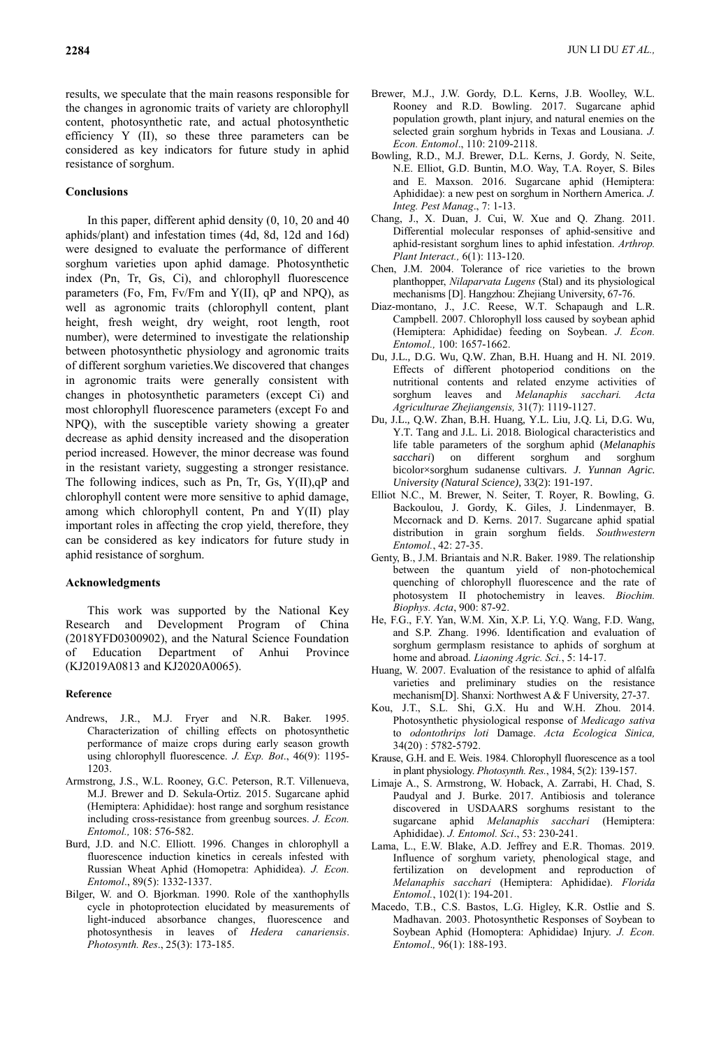results, we speculate that the main reasons responsible for the changes in agronomic traits of variety are chlorophyll content, photosynthetic rate, and actual photosynthetic efficiency Y (II), so these three parameters can be considered as key indicators for future study in aphid resistance of sorghum.

## Conclusions

In this paper, different aphid density (0, 10, 20 and 40 aphids/plant) and infestation times (4d, 8d, 12d and 16d) were designed to evaluate the performance of different sorghum varieties upon aphid damage. Photosynthetic index (Pn, Tr, Gs, Ci), and chlorophyll fluorescence parameters (Fo, Fm, Fv/Fm and Y(II), qP and NPQ), as well as agronomic traits (chlorophyll content, plant height, fresh weight, dry weight, root length, root number), were determined to investigate the relationship between photosynthetic physiology and agronomic traits of different sorghum varieties.We discovered that changes in agronomic traits were generally consistent with changes in photosynthetic parameters (except Ci) and most chlorophyll fluorescence parameters (except Fo and NPQ), with the susceptible variety showing a greater decrease as aphid density increased and the disoperation period increased. However, the minor decrease was found in the resistant variety, suggesting a stronger resistance. The following indices, such as Pn, Tr, Gs, Y(II),qP and chlorophyll content were more sensitive to aphid damage, among which chlorophyll content, Pn and Y(II) play important roles in affecting the crop yield, therefore, they can be considered as key indicators for future study in aphid resistance of sorghum.

## Acknowledgments

This work was supported by the National Key Research and Development Program of China (2018YFD0300902), and the Natural Science Foundation of Education Department of Anhui Province (KJ2019A0813 and KJ2020A0065).

### Reference

Andrews, J.R., M.J. Fryer and N.R. Baker. 1995. Characterization of chilling effects on photosynthetic performance of maize crops during early season growth using chlorophyll fluorescence. *J. Exp. Bot*., 46(9): 1195-1203.

Armstrong, J.S., W.L. Rooney, G.C. Peterson, R.T. Villenueva, M.J. Brewer and D. Sekula-Ortiz. 2015. Sugarcane aphid (Hemiptera: Aphididae): host range and sorghum resistance including cross-resistance from greenbug sources. *J. Econ. Entomol.,* 108: 576-582.

Burd, J.D. and N.C. Elliott. 1996. Changes in chlorophyll a fluorescence induction kinetics in cereals infested with Russian Wheat Aphid (Homopetra: Aphididea). *J. Econ. Entomol*., 89(5): 1332-1337.

Bilger, W. and O. Bjorkman. 1990. Role of the xanthophylls cycle in photoprotection elucidated by measurements of light-induced absorbance changes, fluorescence and photosynthesis in leaves of *Hedera canariensis*. *Photosynth. Res*., 25(3): 173-185.

Brewer, M.J., J.W. Gordy, D.L. Kerns, J.B. Woolley, W.L. Rooney and R.D. Bowling. 2017. Sugarcane aphid population growth, plant injury, and natural enemies on the selected grain sorghum hybrids in Texas and Lousiana. *J. Econ. Entomol*., 110: 2109-2118.

Bowling, R.D., M.J. Brewer, D.L. Kerns, J. Gordy, N. Seite, N.E. Elliot, G.D. Buntin, M.O. Way, T.A. Royer, S. Biles and E. Maxson. 2016. Sugarcane aphid (Hemiptera: Aphididae): a new pest on sorghum in Northern America. *J. Integ. Pest Manag*., 7: 1-13.

Chang, J., X. Duan, J. Cui, W. Xue and Q. Zhang. 2011. Differential molecular responses of aphid-sensitive and aphid-resistant sorghum lines to aphid infestation. *Arthrop. Plant Interact.,* 6(1): 113-120.

Chen, J.M. 2004. Tolerance of rice varieties to the brown planthopper, *Nilaparvata Lugens* (Stal) and its physiological mechanisms [D]. Hangzhou: Zhejiang University, 67-76.

Diaz-montano, J., J.C. Reese, W.T. Schapaugh and L.R. Campbell. 2007. Chlorophyll loss caused by soybean aphid (Hemiptera: Aphididae) feeding on Soybean. *J. Econ. Entomol.,* 100: 1657-1662.

Du, J.L., D.G. Wu, Q.W. Zhan, B.H. Huang and H. NI. 2019. Effects of different photoperiod conditions on the nutritional contents and related enzyme activities of sorghum leaves and *Melanaphis sacchari. Acta Agriculturae Zhejiangensis,* 31(7): 1119-1127.

Du, J.L., Q.W. Zhan, B.H. Huang, Y.L. Liu, J.Q. Li, D.G. Wu, Y.T. Tang and J.L. Li. 2018. Biological characteristics and life table parameters of the sorghum aphid (*Melanaphis sacchari*) on different sorghum and sorghum bicolor×sorghum sudanense cultivars. *J. Yunnan Agric. University (Natural Science)*, 33(2): 191-197.

Elliot N.C., M. Brewer, N. Seiter, T. Royer, R. Bowling, G. Backoulou, J. Gordy, K. Giles, J. Lindenmayer, B. Mccornack and D. Kerns. 2017. Sugarcane aphid spatial distribution in grain sorghum fields. *Southwestern Entomol.*, 42: 27-35.

Genty, B., J.M. Briantais and N.R. Baker. 1989. The relationship between the quantum yield of non-photochemical quenching of chlorophyll fluorescence and the rate of photosystem II photochemistry in leaves. *Biochim. Biophys. Acta*, 900: 87-92.

He, F.G., F.Y. Yan, W.M. Xin, X.P. Li, Y.Q. Wang, F.D. Wang, and S.P. Zhang. 1996. Identification and evaluation of sorghum germplasm resistance to aphids of sorghum at home and abroad. *Liaoning Agric. Sci.*, 5: 14-17.

Huang, W. 2007. Evaluation of the resistance to aphid of alfalfa varieties and preliminary studies on the resistance mechanism[D]. Shanxi: Northwest A & F University, 27-37.

Kou, J.T., S.L. Shi, G.X. Hu and W.H. Zhou. 2014. Photosynthetic physiological response of *Medicago sativa* to *odontothrips loti* Damage. *Acta Ecologica Sinica,* 34(20) : 5782-5792.

Krause, G.H. and E. Weis. 1984. Chlorophyll fluorescence as a tool in plant physiology. *Photosynth. Res.*, 1984, 5(2): 139-157.

Limaje A., S. Armstrong, W. Hoback, A. Zarrabi, H. Chad, S. Paudyal and J. Burke. 2017. Antibiosis and tolerance discovered in USDAARS sorghums resistant to the sugarcane aphid *Melanaphis sacchari* (Hemiptera: Aphididae). *J. Entomol. Sci*., 53: 230-241.

Lama, L., E.W. Blake, A.D. Jeffrey and E.R. Thomas. 2019. Influence of sorghum variety, phenological stage, and fertilization on development and reproduction of *Melanaphis sacchari* (Hemiptera: Aphididae). *Florida Entomol.*, 102(1): 194-201.

Macedo, T.B., C.S. Bastos, L.G. Higley, K.R. Ostlie and S. Madhavan. 2003. Photosynthetic Responses of Soybean to Soybean Aphid (Homoptera: Aphididae) Injury. *J. Econ. Entomol*.*,* 96(1): 188-193.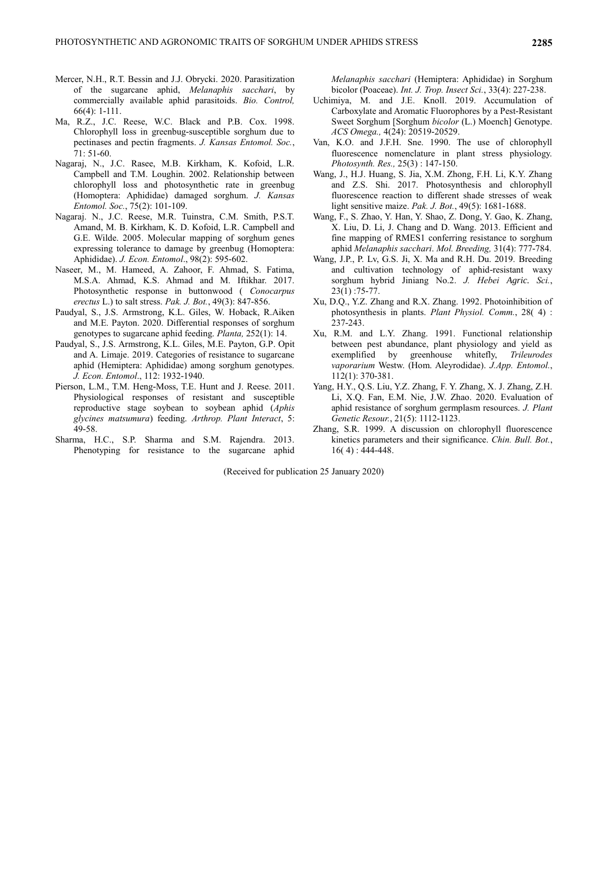Mercer, N.H., R.T. Bessin and J.J. Obrycki. 2020. Parasitization of the sugarcane aphid, *Melanaphis sacchari*, by commercially available aphid parasitoids. *Bio. Control,* 66(4): 1-111.

Ma, R.Z., J.C. Reese, W.C. Black and P.B. Cox. 1998. Chlorophyll loss in greenbug-susceptible sorghum due to pectinases and pectin fragments. *J. Kansas Entomol. Soc.*, 71: 51-60.

Nagaraj, N., J.C. Rasee, M.B. Kirkham, K. Kofoid, L.R. Campbell and T.M. Loughin. 2002. Relationship between chlorophyll loss and photosynthetic rate in greenbug (Homoptera: Aphididae) damaged sorghum. *J. Kansas Entomol. Soc.*, 75(2): 101-109.

Nagaraj. N., J.C. Reese, M.R. Tuinstra, C.M. Smith, P.S.T. Amand, M. B. Kirkham, K. D. Kofoid, L.R. Campbell and G.E. Wilde. 2005. Molecular mapping of sorghum genes expressing tolerance to damage by greenbug (Homoptera: Aphididae). *J. Econ. Entomol*., 98(2): 595-602.

Naseer, M., M. Hameed, A. Zahoor, F. Ahmad, S. Fatima, M.S.A. Ahmad, K.S. Ahmad and M. Iftikhar. 2017. Photosynthetic response in buttonwood ( *Conocarpus erectus* L.) to salt stress. *Pak. J. Bot.*, 49(3): 847-856.

Paudyal, S., J.S. Armstrong, K.L. Giles, W. Hoback, R.Aiken and M.E. Payton. 2020. Differential responses of sorghum genotypes to sugarcane aphid feeding. *Planta,* 252(1): 14.

Paudyal, S., J.S. Armstrong, K.L. Giles, M.E. Payton, G.P. Opit and A. Limaje. 2019. Categories of resistance to sugarcane aphid (Hemiptera: Aphididae) among sorghum genotypes. *J. Econ. Entomol*., 112: 1932-1940.

Pierson, L.M., T.M. Heng-Moss, T.E. Hunt and J. Reese. 2011. Physiological responses of resistant and susceptible reproductive stage soybean to soybean aphid (*Aphis glycines matsumura*) feeding. *Arthrop. Plant Interact*, 5: 49-58.

Sharma, H.C., S.P. Sharma and S.M. Rajendra. 2013. Phenotyping for resistance to the sugarcane aphid *Melanaphis sacchari* (Hemiptera: Aphididae) in Sorghum bicolor (Poaceae). *Int. J. Trop. Insect Sci.*, 33(4): 227-238.

Uchimiya, M. and J.E. Knoll. 2019. Accumulation of Carboxylate and Aromatic Fluorophores by a Pest-Resistant Sweet Sorghum [Sorghum *bicolor* (L.) Moench] Genotype. *ACS Omega.,* 4(24): 20519-20529.

Van, K.O. and J.F.H. Sne. 1990. The use of chlorophyll fluorescence nomenclature in plant stress physiology. *Photosynth. Res.,* 25(3) : 147-150.

Wang, J., H.J. Huang, S. Jia, X.M. Zhong, F.H. Li, K.Y. Zhang and Z.S. Shi. 2017. Photosynthesis and chlorophyll fluorescence reaction to different shade stresses of weak light sensitive maize. *Pak. J. Bot.*, 49(5): 1681-1688.

Wang, F., S. Zhao, Y. Han, Y. Shao, Z. Dong, Y. Gao, K. Zhang, X. Liu, D. Li, J. Chang and D. Wang. 2013. Efficient and fine mapping of RMES1 conferring resistance to sorghum aphid *Melanaphis sacchari*. *Mol. Breeding,* 31(4): 777-784.

Wang, J.P., P. Lv, G.S. Ji, X. Ma and R.H. Du. 2019. Breeding and cultivation technology of aphid-resistant waxy sorghum hybrid Jiniang No.2. *J. Hebei Agric. Sci.*, 23(1) :75-77.

Xu, D.Q., Y.Z. Zhang and R.X. Zhang. 1992. Photoinhibition of photosynthesis in plants. *Plant Physiol. Comm.*, 28( 4) : 237-243.

Xu, R.M. and L.Y. Zhang. 1991. Functional relationship between pest abundance, plant physiology and yield as exemplified by greenhouse whitefly, *Trileurodes vaporarium* Westw. (Hom. Aleyrodidae). *J.App. Entomol.*, 112(1): 370-381.

Yang, H.Y., Q.S. Liu, Y.Z. Zhang, F. Y. Zhang, X. J. Zhang, Z.H. Li, X.Q. Fan, E.M. Nie, J.W. Zhao. 2020. Evaluation of aphid resistance of sorghum germplasm resources. *J. Plant Genetic Resour.*, 21(5): 1112-1123.

Zhang, S.R. 1999. A discussion on chlorophyll fluorescence kinetics parameters and their significance. *Chin. Bull. Bot.*, 16( 4) : 444-448.

(Received for publication 25 January 2020)